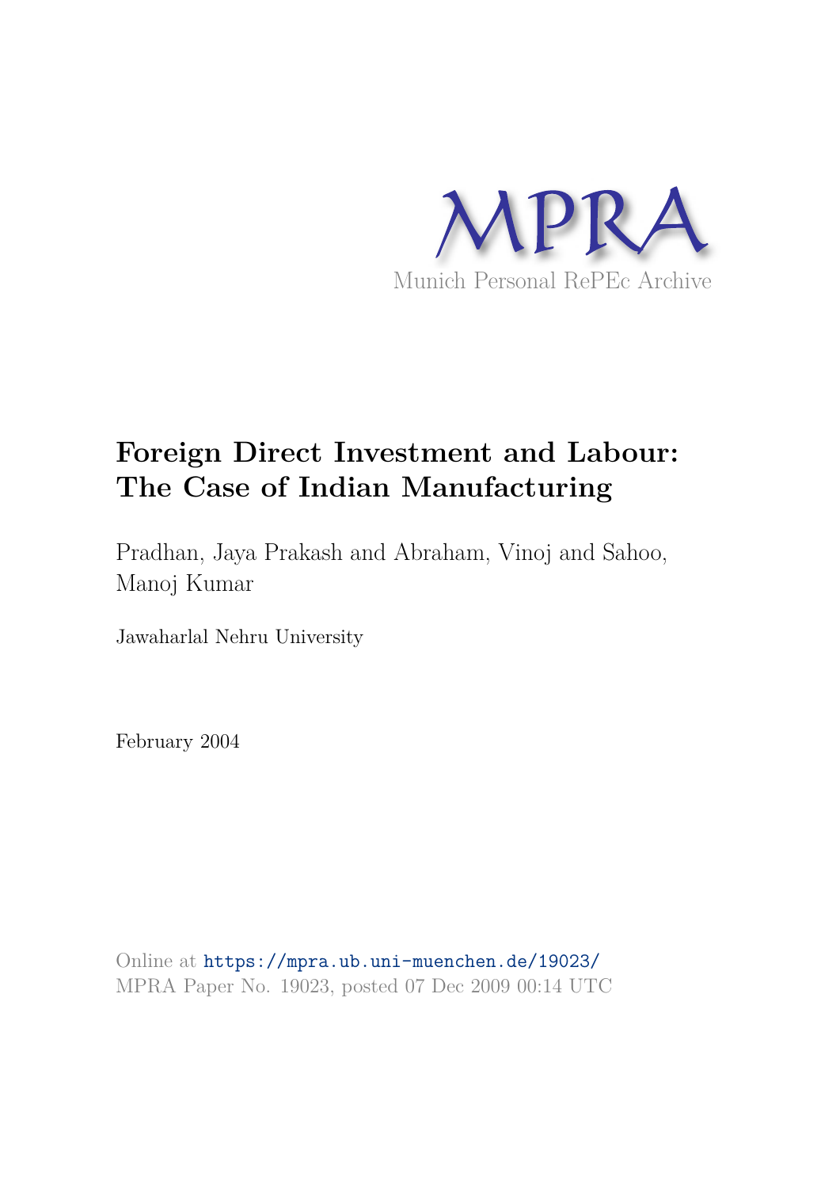MPRA

Munich Personal RePEc Archive

# Foreign Direct Investment and Labour: The Case of Indian Manufacturing

Pradhan, Jaya Prakash and Abraham, Vinoj and Sahoo, Manoj Kumar

Jawaharlal Nehru University

February 2004

Online at https://mpra.ub.uni-muenchen.de/19023/
MPRA Paper No. 19023, posted 07 Dec 2009 00:14 UTC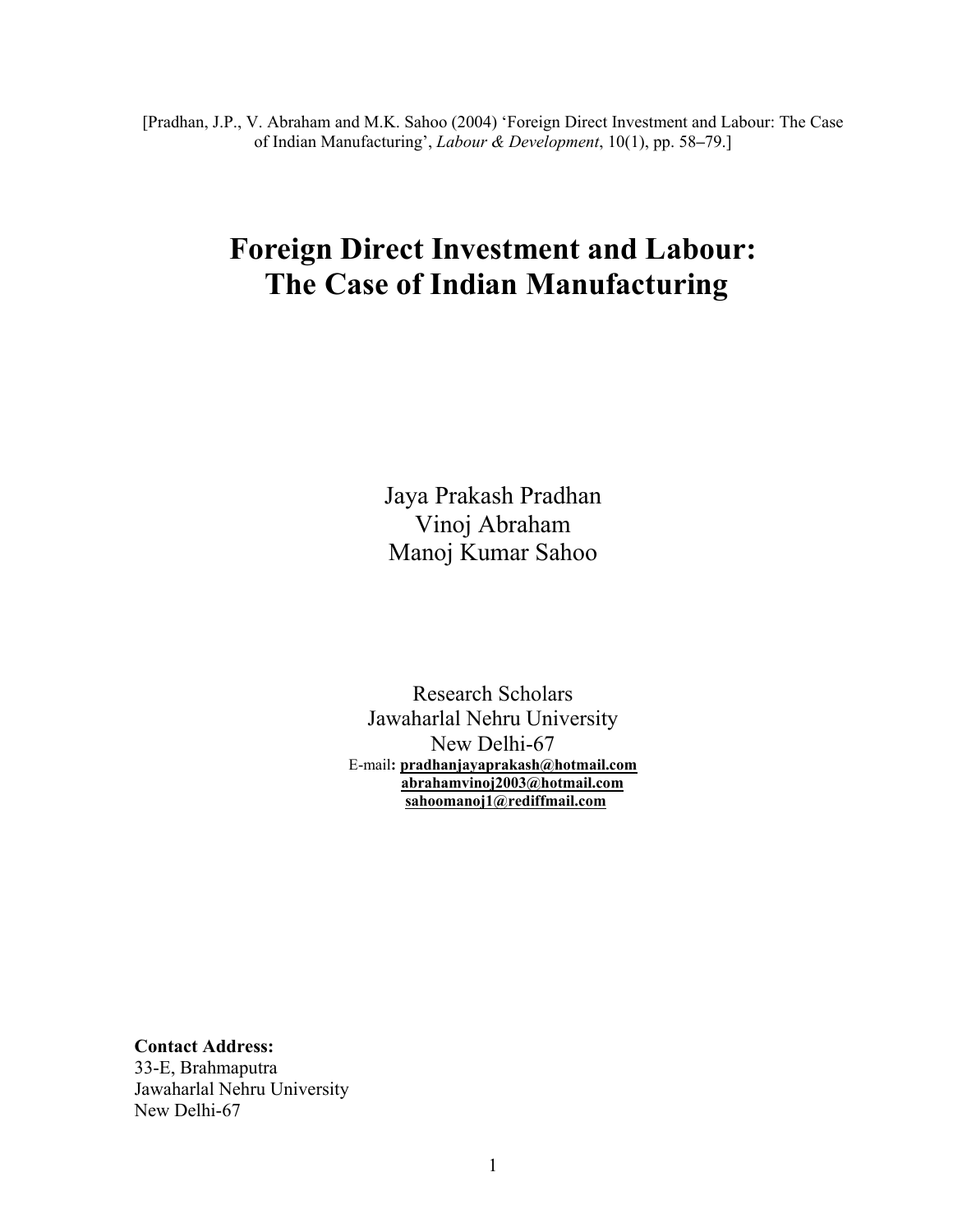[Pradhan, J.P., V. Abraham and M.K. Sahoo (2004) 'Foreign Direct Investment and Labour: The Case of Indian Manufacturing', *Labour & Development*, 10(1), pp. 58–79.]

# Foreign Direct Investment and Labour: The Case of Indian Manufacturing

Jaya Prakash Pradhan
Vinoj Abraham
Manoj Kumar Sahoo

Research Scholars
Jawaharlal Nehru University
New Delhi-67
E-mail**: pradhanjayaprakash@hotmail.com**
**abrahamvinoj2003@hotmail.com**
**sahoomanoj1@rediffmail.com**

**Contact Address:**
33-E, Brahmaputra
Jawaharlal Nehru University
New Delhi-67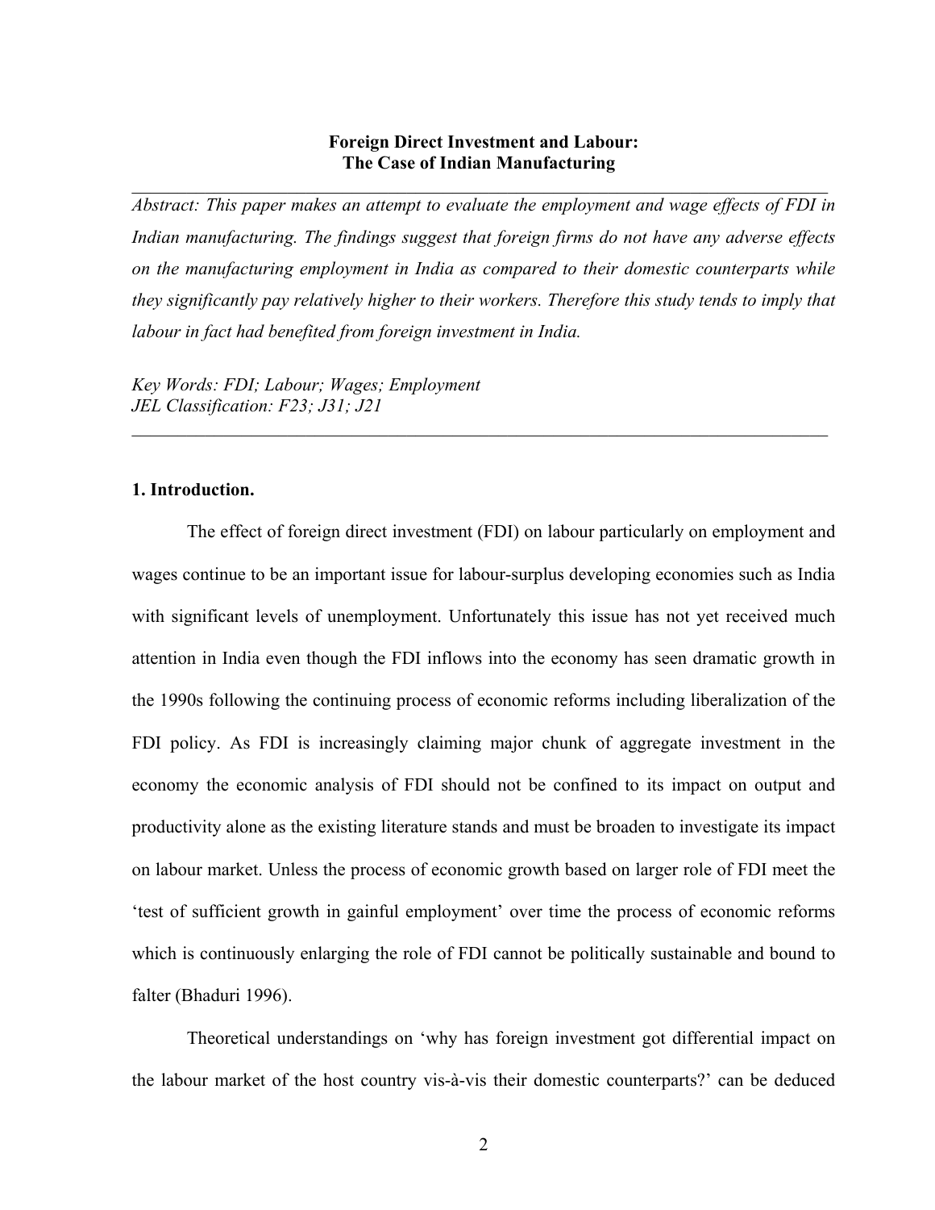**Foreign Direct Investment and Labour:**
**The Case of Indian Manufacturing**

*Abstract: This paper makes an attempt to evaluate the employment and wage effects of FDI in Indian manufacturing. The findings suggest that foreign firms do not have any adverse effects on the manufacturing employment in India as compared to their domestic counterparts while they significantly pay relatively higher to their workers. Therefore this study tends to imply that labour in fact had benefited from foreign investment in India.*

*Key Words: FDI; Labour; Wages; Employment*
*JEL Classification: F23; J31; J21*

## 1. Introduction.

The effect of foreign direct investment (FDI) on labour particularly on employment and wages continue to be an important issue for labour-surplus developing economies such as India with significant levels of unemployment. Unfortunately this issue has not yet received much attention in India even though the FDI inflows into the economy has seen dramatic growth in the 1990s following the continuing process of economic reforms including liberalization of the FDI policy. As FDI is increasingly claiming major chunk of aggregate investment in the economy the economic analysis of FDI should not be confined to its impact on output and productivity alone as the existing literature stands and must be broaden to investigate its impact on labour market. Unless the process of economic growth based on larger role of FDI meet the 'test of sufficient growth in gainful employment' over time the process of economic reforms which is continuously enlarging the role of FDI cannot be politically sustainable and bound to falter (Bhaduri 1996).

Theoretical understandings on 'why has foreign investment got differential impact on the labour market of the host country vis-à-vis their domestic counterparts?' can be deduced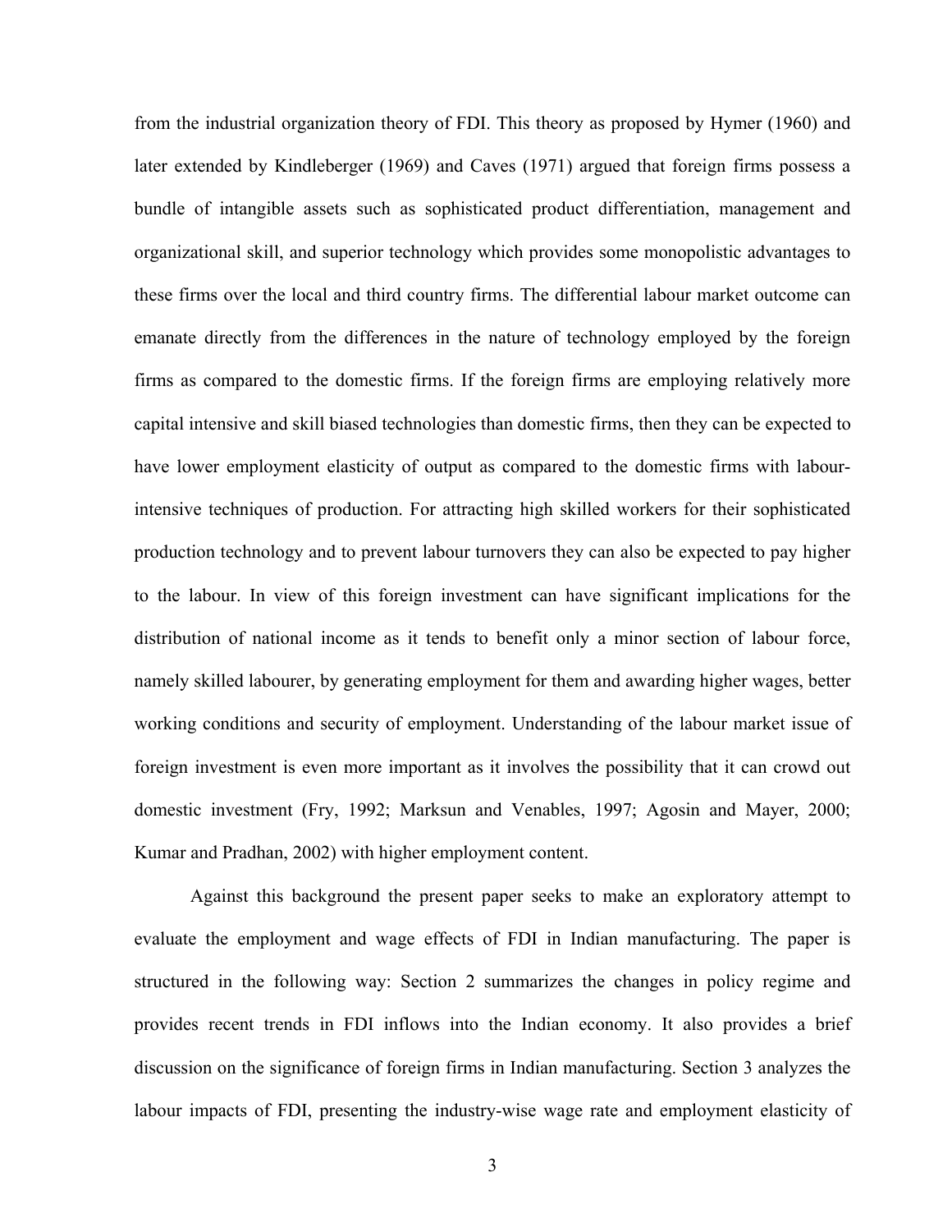from the industrial organization theory of FDI. This theory as proposed by Hymer (1960) and later extended by Kindleberger (1969) and Caves (1971) argued that foreign firms possess a bundle of intangible assets such as sophisticated product differentiation, management and organizational skill, and superior technology which provides some monopolistic advantages to these firms over the local and third country firms. The differential labour market outcome can emanate directly from the differences in the nature of technology employed by the foreign firms as compared to the domestic firms. If the foreign firms are employing relatively more capital intensive and skill biased technologies than domestic firms, then they can be expected to have lower employment elasticity of output as compared to the domestic firms with labour-intensive techniques of production. For attracting high skilled workers for their sophisticated production technology and to prevent labour turnovers they can also be expected to pay higher to the labour. In view of this foreign investment can have significant implications for the distribution of national income as it tends to benefit only a minor section of labour force, namely skilled labourer, by generating employment for them and awarding higher wages, better working conditions and security of employment. Understanding of the labour market issue of foreign investment is even more important as it involves the possibility that it can crowd out domestic investment (Fry, 1992; Marksun and Venables, 1997; Agosin and Mayer, 2000; Kumar and Pradhan, 2002) with higher employment content.

Against this background the present paper seeks to make an exploratory attempt to evaluate the employment and wage effects of FDI in Indian manufacturing. The paper is structured in the following way: Section 2 summarizes the changes in policy regime and provides recent trends in FDI inflows into the Indian economy. It also provides a brief discussion on the significance of foreign firms in Indian manufacturing. Section 3 analyzes the labour impacts of FDI, presenting the industry-wise wage rate and employment elasticity of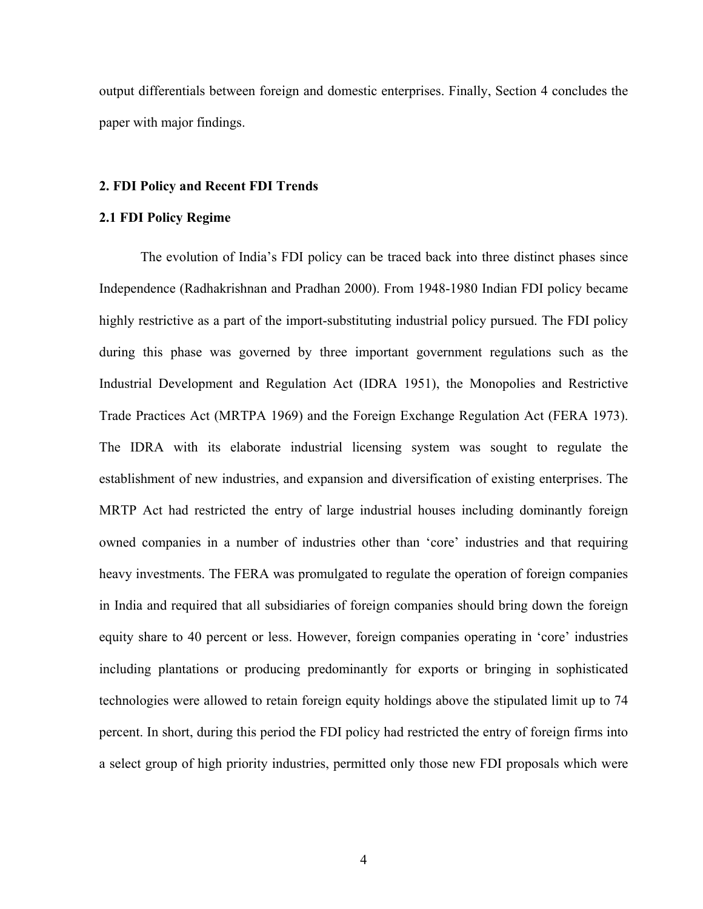output differentials between foreign and domestic enterprises. Finally, Section 4 concludes the paper with major findings.

## 2. FDI Policy and Recent FDI Trends

### 2.1 FDI Policy Regime

The evolution of India's FDI policy can be traced back into three distinct phases since Independence (Radhakrishnan and Pradhan 2000). From 1948-1980 Indian FDI policy became highly restrictive as a part of the import-substituting industrial policy pursued. The FDI policy during this phase was governed by three important government regulations such as the Industrial Development and Regulation Act (IDRA 1951), the Monopolies and Restrictive Trade Practices Act (MRTPA 1969) and the Foreign Exchange Regulation Act (FERA 1973). The IDRA with its elaborate industrial licensing system was sought to regulate the establishment of new industries, and expansion and diversification of existing enterprises. The MRTP Act had restricted the entry of large industrial houses including dominantly foreign owned companies in a number of industries other than 'core' industries and that requiring heavy investments. The FERA was promulgated to regulate the operation of foreign companies in India and required that all subsidiaries of foreign companies should bring down the foreign equity share to 40 percent or less. However, foreign companies operating in 'core' industries including plantations or producing predominantly for exports or bringing in sophisticated technologies were allowed to retain foreign equity holdings above the stipulated limit up to 74 percent. In short, during this period the FDI policy had restricted the entry of foreign firms into a select group of high priority industries, permitted only those new FDI proposals which were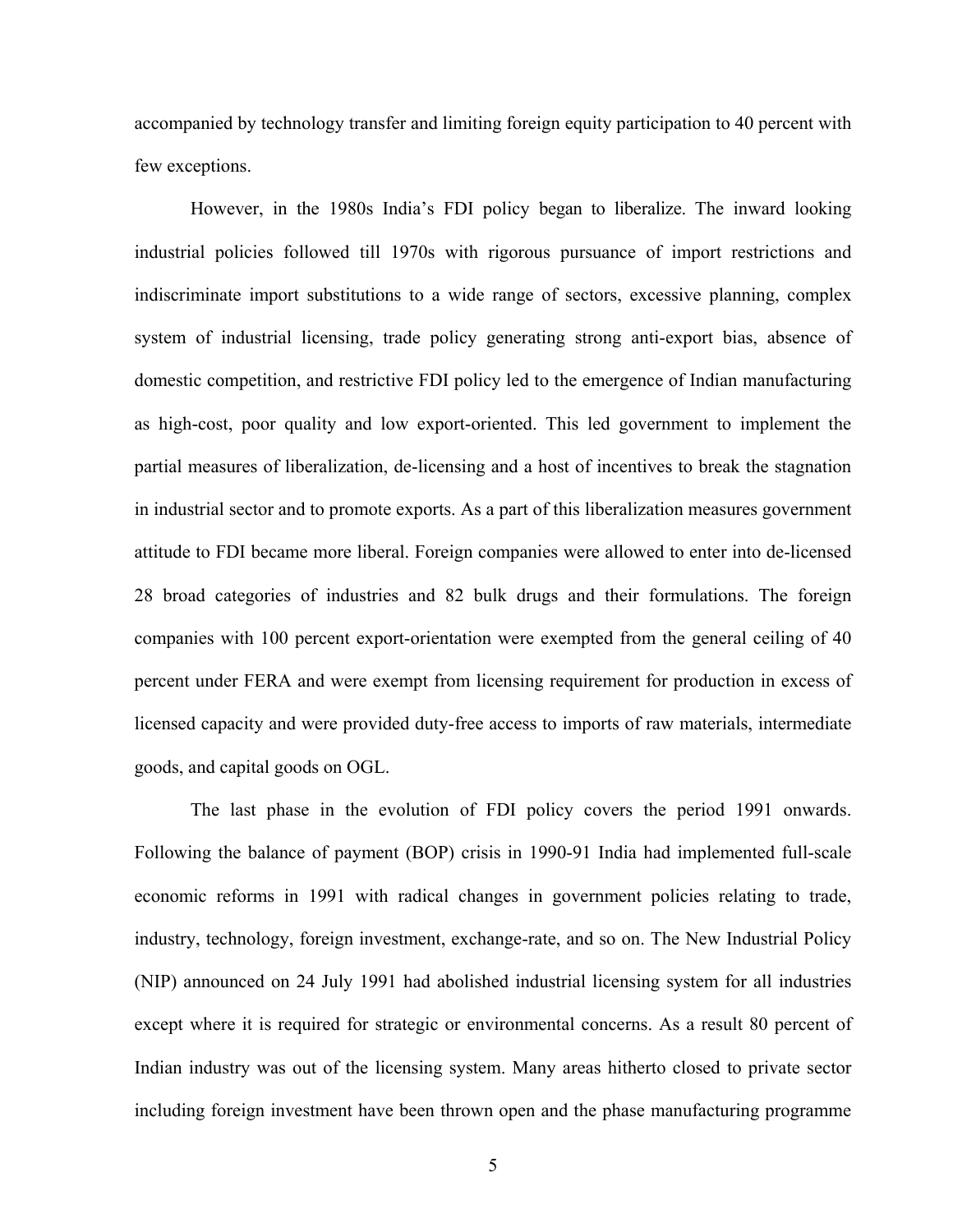accompanied by technology transfer and limiting foreign equity participation to 40 percent with few exceptions.

However, in the 1980s India's FDI policy began to liberalize. The inward looking industrial policies followed till 1970s with rigorous pursuance of import restrictions and indiscriminate import substitutions to a wide range of sectors, excessive planning, complex system of industrial licensing, trade policy generating strong anti-export bias, absence of domestic competition, and restrictive FDI policy led to the emergence of Indian manufacturing as high-cost, poor quality and low export-oriented. This led government to implement the partial measures of liberalization, de-licensing and a host of incentives to break the stagnation in industrial sector and to promote exports. As a part of this liberalization measures government attitude to FDI became more liberal. Foreign companies were allowed to enter into de-licensed 28 broad categories of industries and 82 bulk drugs and their formulations. The foreign companies with 100 percent export-orientation were exempted from the general ceiling of 40 percent under FERA and were exempt from licensing requirement for production in excess of licensed capacity and were provided duty-free access to imports of raw materials, intermediate goods, and capital goods on OGL.

The last phase in the evolution of FDI policy covers the period 1991 onwards. Following the balance of payment (BOP) crisis in 1990-91 India had implemented full-scale economic reforms in 1991 with radical changes in government policies relating to trade, industry, technology, foreign investment, exchange-rate, and so on. The New Industrial Policy (NIP) announced on 24 July 1991 had abolished industrial licensing system for all industries except where it is required for strategic or environmental concerns. As a result 80 percent of Indian industry was out of the licensing system. Many areas hitherto closed to private sector including foreign investment have been thrown open and the phase manufacturing programme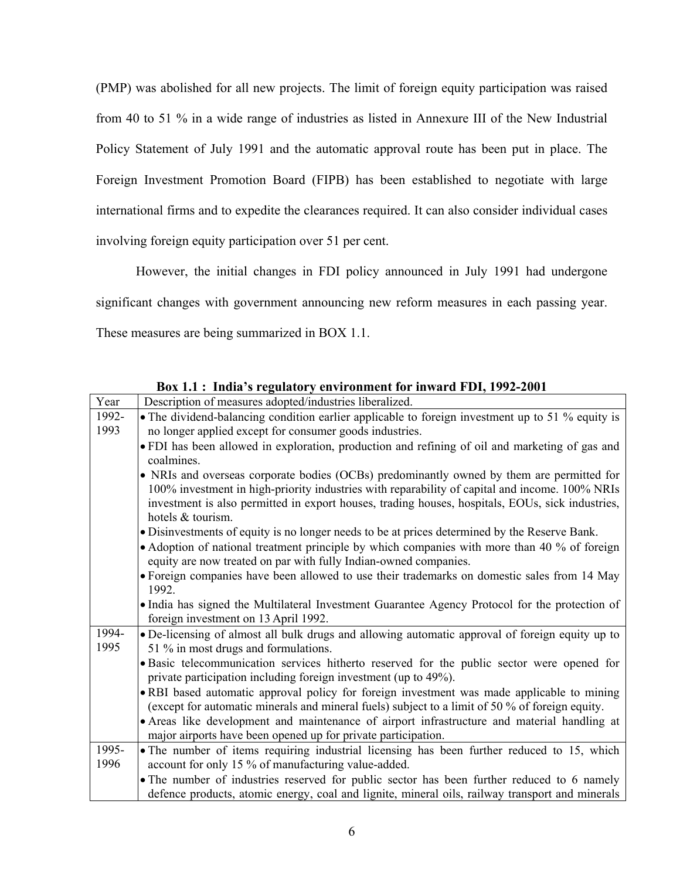(PMP) was abolished for all new projects. The limit of foreign equity participation was raised from 40 to 51 % in a wide range of industries as listed in Annexure III of the New Industrial Policy Statement of July 1991 and the automatic approval route has been put in place. The Foreign Investment Promotion Board (FIPB) has been established to negotiate with large international firms and to expedite the clearances required. It can also consider individual cases involving foreign equity participation over 51 per cent.

However, the initial changes in FDI policy announced in July 1991 had undergone significant changes with government announcing new reform measures in each passing year. These measures are being summarized in BOX 1.1.

**Box 1.1 : India's regulatory environment for inward FDI, 1992-2001**

| Year | Description of measures adopted/industries liberalized. |
|---|---|
| 1992-1993 | • The dividend-balancing condition earlier applicable to foreign investment up to 51 % equity is no longer applied except for consumer goods industries.<br>• FDI has been allowed in exploration, production and refining of oil and marketing of gas and coalmines.<br>• NRIs and overseas corporate bodies (OCBs) predominantly owned by them are permitted for 100% investment in high-priority industries with reparability of capital and income. 100% NRIs investment is also permitted in export houses, trading houses, hospitals, EOUs, sick industries, hotels & tourism.<br>• Disinvestments of equity is no longer needs to be at prices determined by the Reserve Bank.<br>• Adoption of national treatment principle by which companies with more than 40 % of foreign equity are now treated on par with fully Indian-owned companies.<br>• Foreign companies have been allowed to use their trademarks on domestic sales from 14 May 1992.<br>• India has signed the Multilateral Investment Guarantee Agency Protocol for the protection of foreign investment on 13 April 1992. |
| 1994-1995 | • De-licensing of almost all bulk drugs and allowing automatic approval of foreign equity up to 51 % in most drugs and formulations.<br>• Basic telecommunication services hitherto reserved for the public sector were opened for private participation including foreign investment (up to 49%).<br>• RBI based automatic approval policy for foreign investment was made applicable to mining (except for automatic minerals and mineral fuels) subject to a limit of 50 % of foreign equity.<br>• Areas like development and maintenance of airport infrastructure and material handling at major airports have been opened up for private participation. |
| 1995-1996 | • The number of items requiring industrial licensing has been further reduced to 15, which account for only 15 % of manufacturing value-added.<br>• The number of industries reserved for public sector has been further reduced to 6 namely defence products, atomic energy, coal and lignite, mineral oils, railway transport and minerals |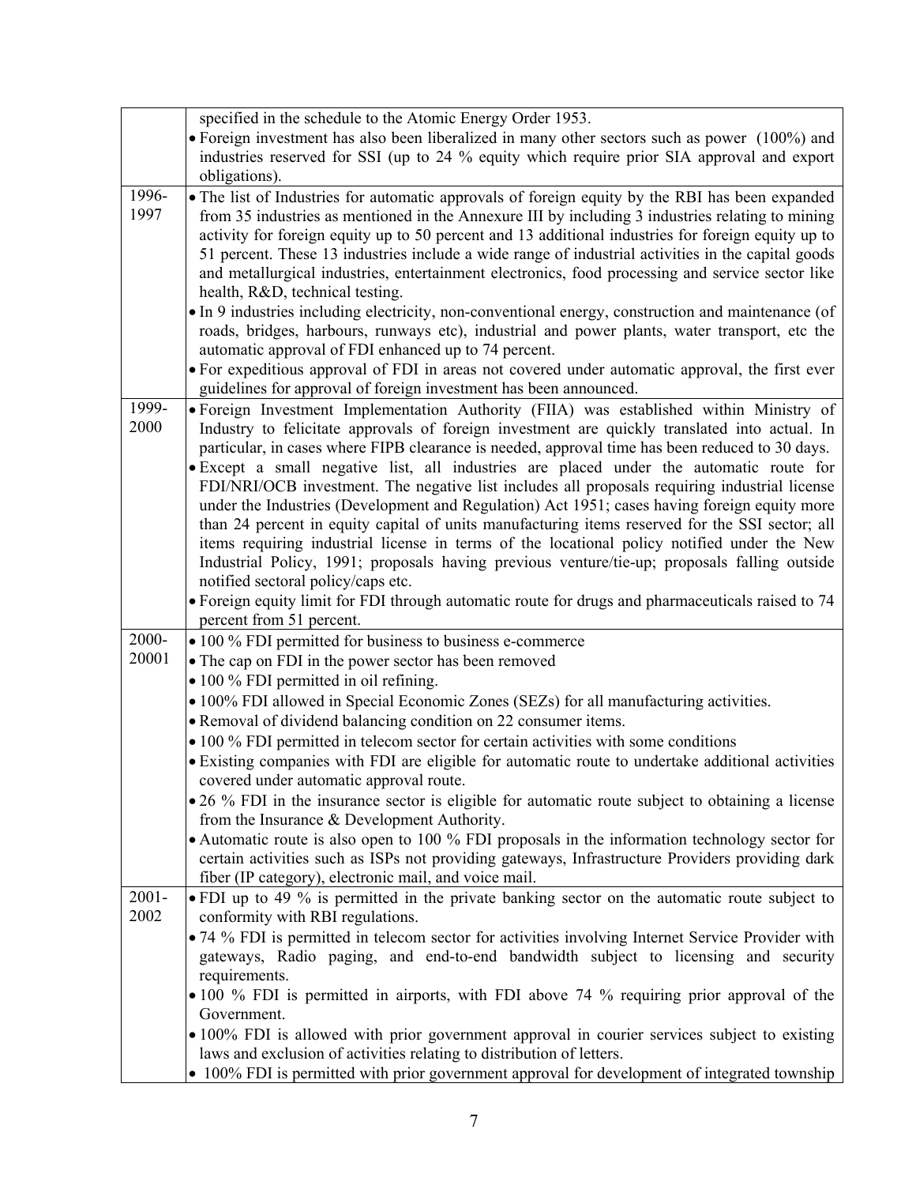| | |
|---|---|
| | specified in the schedule to the Atomic Energy Order 1953.<br>• Foreign investment has also been liberalized in many other sectors such as power (100%) and industries reserved for SSI (up to 24 % equity which require prior SIA approval and export obligations). |
| 1996-1997 | • The list of Industries for automatic approvals of foreign equity by the RBI has been expanded from 35 industries as mentioned in the Annexure III by including 3 industries relating to mining activity for foreign equity up to 50 percent and 13 additional industries for foreign equity up to 51 percent. These 13 industries include a wide range of industrial activities in the capital goods and metallurgical industries, entertainment electronics, food processing and service sector like health, R&D, technical testing.<br>• In 9 industries including electricity, non-conventional energy, construction and maintenance (of roads, bridges, harbours, runways etc), industrial and power plants, water transport, etc the automatic approval of FDI enhanced up to 74 percent.<br>• For expeditious approval of FDI in areas not covered under automatic approval, the first ever guidelines for approval of foreign investment has been announced. |
| 1999-2000 | • Foreign Investment Implementation Authority (FIIA) was established within Ministry of Industry to felicitate approvals of foreign investment are quickly translated into actual. In particular, in cases where FIPB clearance is needed, approval time has been reduced to 30 days.<br>• Except a small negative list, all industries are placed under the automatic route for FDI/NRI/OCB investment. The negative list includes all proposals requiring industrial license under the Industries (Development and Regulation) Act 1951; cases having foreign equity more than 24 percent in equity capital of units manufacturing items reserved for the SSI sector; all items requiring industrial license in terms of the locational policy notified under the New Industrial Policy, 1991; proposals having previous venture/tie-up; proposals falling outside notified sectoral policy/caps etc.<br>• Foreign equity limit for FDI through automatic route for drugs and pharmaceuticals raised to 74 percent from 51 percent. |
| 2000-20001 | • 100 % FDI permitted for business to business e-commerce<br>• The cap on FDI in the power sector has been removed<br>• 100 % FDI permitted in oil refining.<br>• 100% FDI allowed in Special Economic Zones (SEZs) for all manufacturing activities.<br>• Removal of dividend balancing condition on 22 consumer items.<br>• 100 % FDI permitted in telecom sector for certain activities with some conditions<br>• Existing companies with FDI are eligible for automatic route to undertake additional activities covered under automatic approval route.<br>• 26 % FDI in the insurance sector is eligible for automatic route subject to obtaining a license from the Insurance & Development Authority.<br>• Automatic route is also open to 100 % FDI proposals in the information technology sector for certain activities such as ISPs not providing gateways, Infrastructure Providers providing dark fiber (IP category), electronic mail, and voice mail. |
| 2001-2002 | • FDI up to 49 % is permitted in the private banking sector on the automatic route subject to conformity with RBI regulations.<br>• 74 % FDI is permitted in telecom sector for activities involving Internet Service Provider with gateways, Radio paging, and end-to-end bandwidth subject to licensing and security requirements.<br>• 100 % FDI is permitted in airports, with FDI above 74 % requiring prior approval of the Government.<br>• 100% FDI is allowed with prior government approval in courier services subject to existing laws and exclusion of activities relating to distribution of letters.<br>• 100% FDI is permitted with prior government approval for development of integrated township |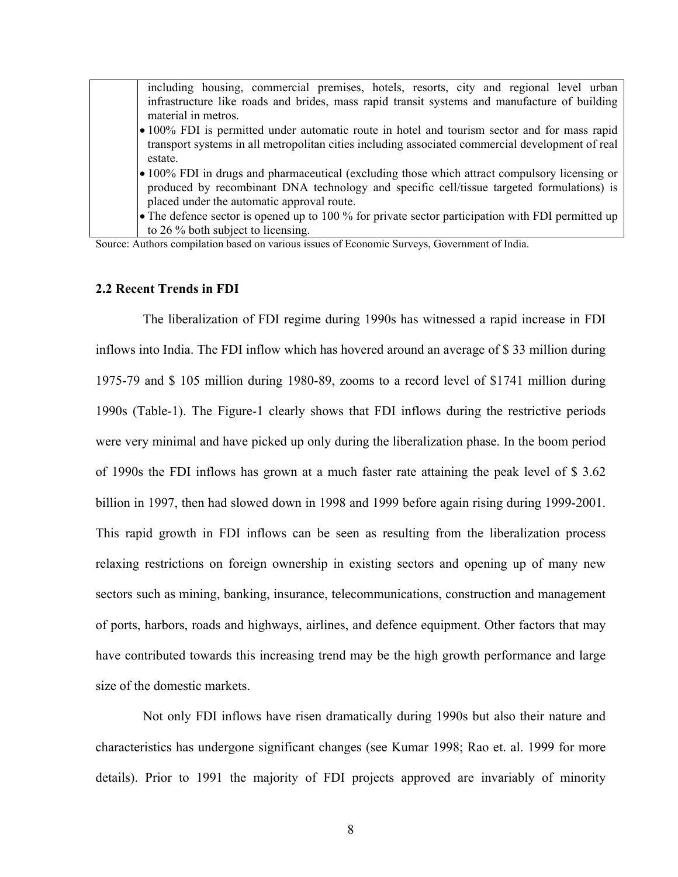| | including housing, commercial premises, hotels, resorts, city and regional level urban infrastructure like roads and brides, mass rapid transit systems and manufacture of building material in metros.<br>• 100% FDI is permitted under automatic route in hotel and tourism sector and for mass rapid transport systems in all metropolitan cities including associated commercial development of real estate.<br>• 100% FDI in drugs and pharmaceutical (excluding those which attract compulsory licensing or produced by recombinant DNA technology and specific cell/tissue targeted formulations) is placed under the automatic approval route.<br>• The defence sector is opened up to 100 % for private sector participation with FDI permitted up to 26 % both subject to licensing. |
|---|---|

Source: Authors compilation based on various issues of Economic Surveys, Government of India.

### 2.2 Recent Trends in FDI

The liberalization of FDI regime during 1990s has witnessed a rapid increase in FDI inflows into India. The FDI inflow which has hovered around an average of $ 33 million during 1975-79 and $ 105 million during 1980-89, zooms to a record level of $1741 million during 1990s (Table-1). The Figure-1 clearly shows that FDI inflows during the restrictive periods were very minimal and have picked up only during the liberalization phase. In the boom period of 1990s the FDI inflows has grown at a much faster rate attaining the peak level of $ 3.62 billion in 1997, then had slowed down in 1998 and 1999 before again rising during 1999-2001. This rapid growth in FDI inflows can be seen as resulting from the liberalization process relaxing restrictions on foreign ownership in existing sectors and opening up of many new sectors such as mining, banking, insurance, telecommunications, construction and management of ports, harbors, roads and highways, airlines, and defence equipment. Other factors that may have contributed towards this increasing trend may be the high growth performance and large size of the domestic markets.

Not only FDI inflows have risen dramatically during 1990s but also their nature and characteristics has undergone significant changes (see Kumar 1998; Rao et. al. 1999 for more details). Prior to 1991 the majority of FDI projects approved are invariably of minority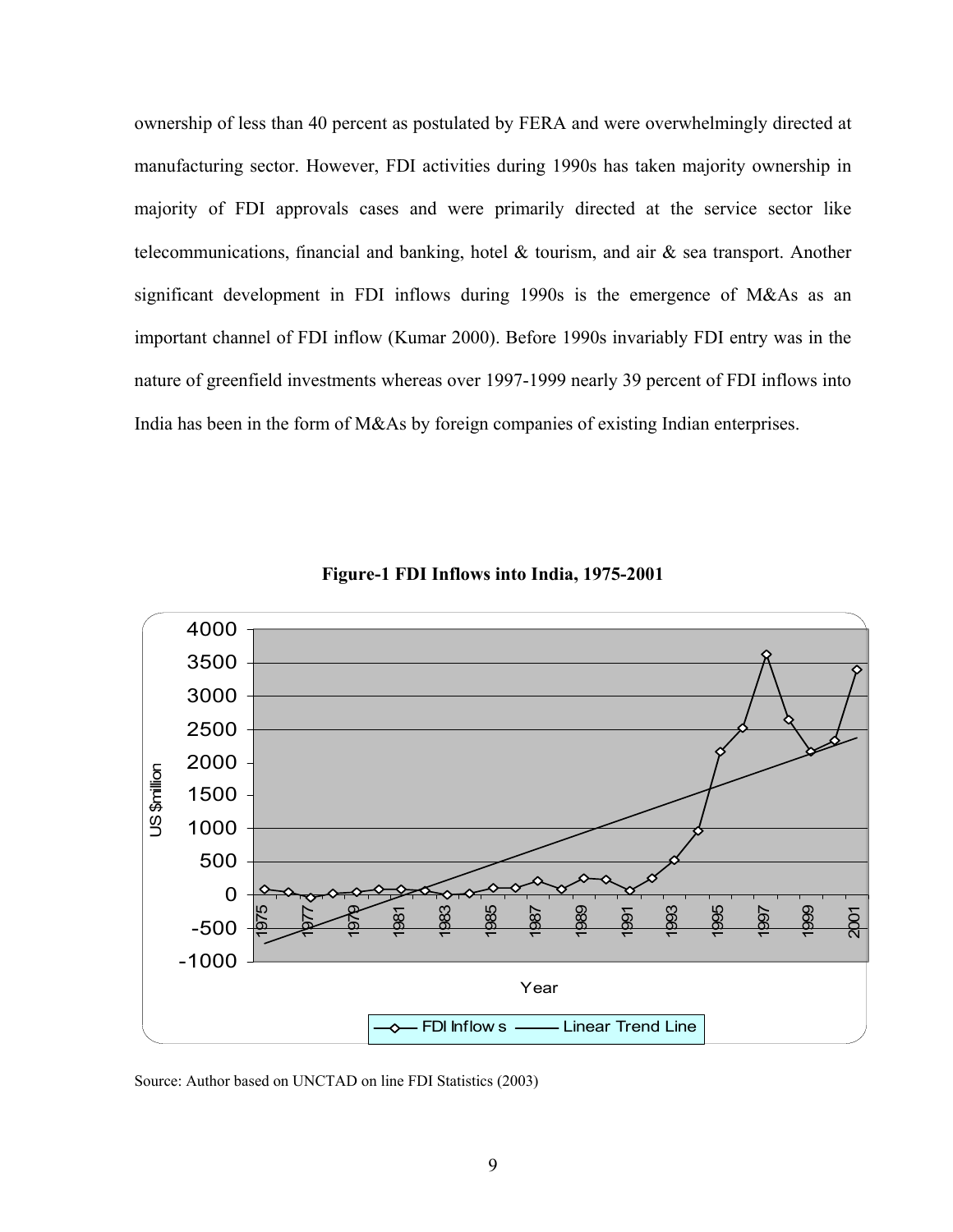ownership of less than 40 percent as postulated by FERA and were overwhelmingly directed at manufacturing sector. However, FDI activities during 1990s has taken majority ownership in majority of FDI approvals cases and were primarily directed at the service sector like telecommunications, financial and banking, hotel & tourism, and air & sea transport. Another significant development in FDI inflows during 1990s is the emergence of M&As as an important channel of FDI inflow (Kumar 2000). Before 1990s invariably FDI entry was in the nature of greenfield investments whereas over 1997-1999 nearly 39 percent of FDI inflows into India has been in the form of M&As by foreign companies of existing Indian enterprises.

**Figure-1 FDI Inflows into India, 1975-2001**

Source: Author based on UNCTAD on line FDI Statistics (2003)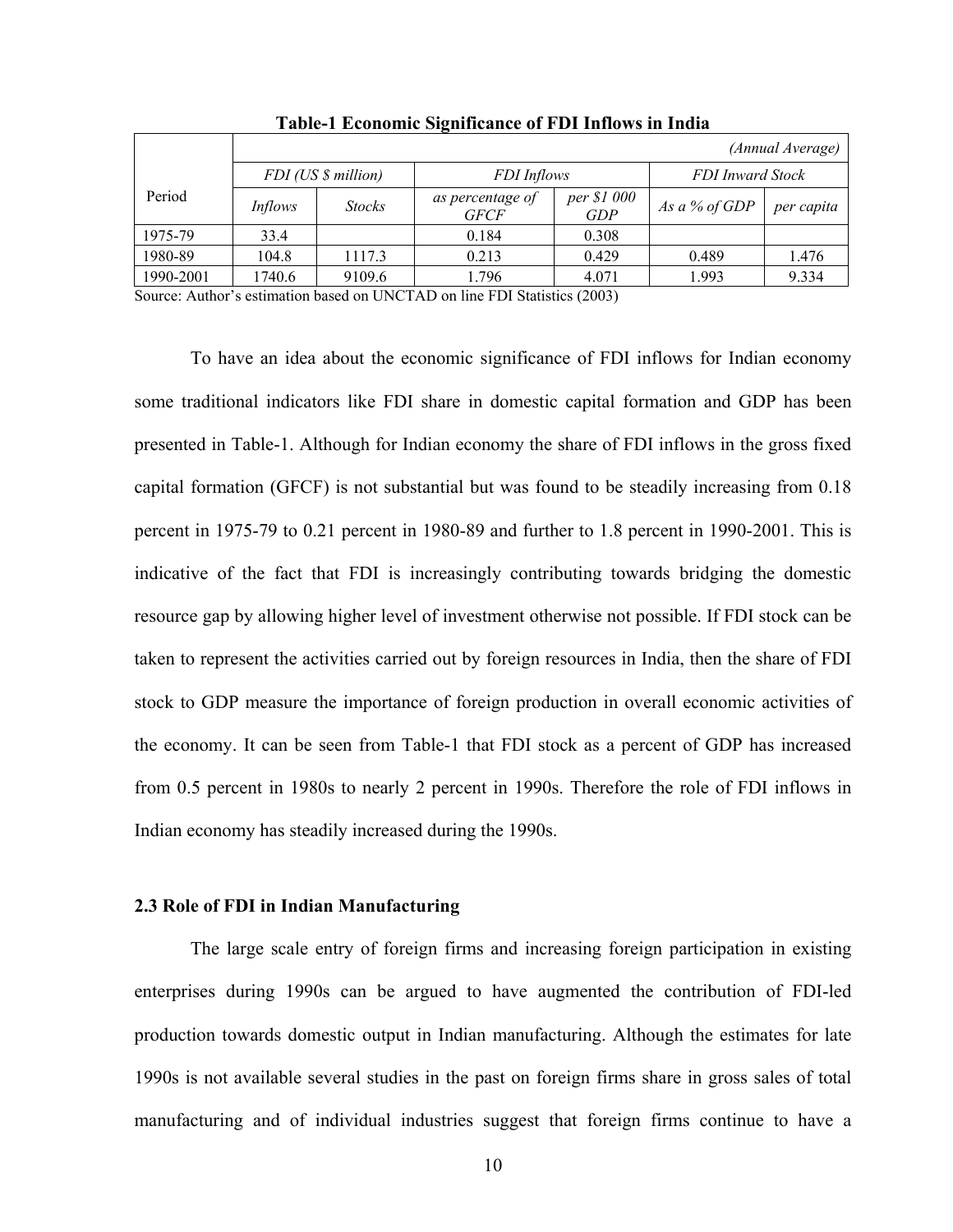**Table-1 Economic Significance of FDI Inflows in India**

| Period | *(Annual Average)* | | | | | |
|---|---|---|---|---|---|---|
| | *FDI (US $ million)* | | *FDI Inflows* | | *FDI Inward Stock* | |
| | *Inflows* | *Stocks* | *as percentage of GFCF* | *per $1 000 GDP* | *As a % of GDP* | *per capita* |
| 1975-79 | 33.4 | | 0.184 | 0.308 | | |
| 1980-89 | 104.8 | 1117.3 | 0.213 | 0.429 | 0.489 | 1.476 |
| 1990-2001 | 1740.6 | 9109.6 | 1.796 | 4.071 | 1.993 | 9.334 |

Source: Author's estimation based on UNCTAD on line FDI Statistics (2003)

To have an idea about the economic significance of FDI inflows for Indian economy some traditional indicators like FDI share in domestic capital formation and GDP has been presented in Table-1. Although for Indian economy the share of FDI inflows in the gross fixed capital formation (GFCF) is not substantial but was found to be steadily increasing from 0.18 percent in 1975-79 to 0.21 percent in 1980-89 and further to 1.8 percent in 1990-2001. This is indicative of the fact that FDI is increasingly contributing towards bridging the domestic resource gap by allowing higher level of investment otherwise not possible. If FDI stock can be taken to represent the activities carried out by foreign resources in India, then the share of FDI stock to GDP measure the importance of foreign production in overall economic activities of the economy. It can be seen from Table-1 that FDI stock as a percent of GDP has increased from 0.5 percent in 1980s to nearly 2 percent in 1990s. Therefore the role of FDI inflows in Indian economy has steadily increased during the 1990s.

### 2.3 Role of FDI in Indian Manufacturing

The large scale entry of foreign firms and increasing foreign participation in existing enterprises during 1990s can be argued to have augmented the contribution of FDI-led production towards domestic output in Indian manufacturing. Although the estimates for late 1990s is not available several studies in the past on foreign firms share in gross sales of total manufacturing and of individual industries suggest that foreign firms continue to have a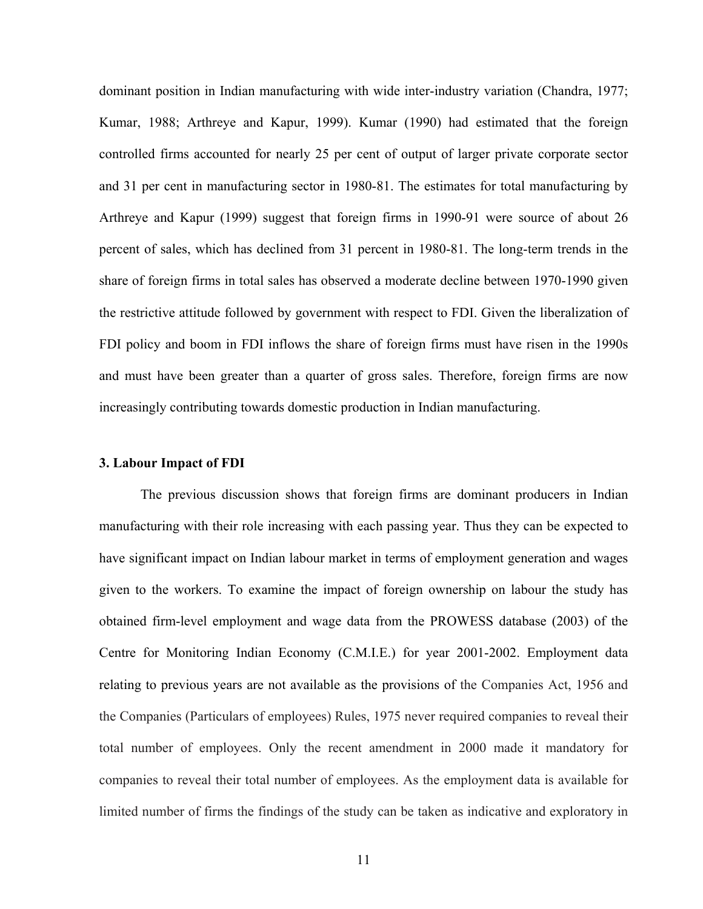dominant position in Indian manufacturing with wide inter-industry variation (Chandra, 1977; Kumar, 1988; Arthreye and Kapur, 1999). Kumar (1990) had estimated that the foreign controlled firms accounted for nearly 25 per cent of output of larger private corporate sector and 31 per cent in manufacturing sector in 1980-81. The estimates for total manufacturing by Arthreye and Kapur (1999) suggest that foreign firms in 1990-91 were source of about 26 percent of sales, which has declined from 31 percent in 1980-81. The long-term trends in the share of foreign firms in total sales has observed a moderate decline between 1970-1990 given the restrictive attitude followed by government with respect to FDI. Given the liberalization of FDI policy and boom in FDI inflows the share of foreign firms must have risen in the 1990s and must have been greater than a quarter of gross sales. Therefore, foreign firms are now increasingly contributing towards domestic production in Indian manufacturing.

### 3. Labour Impact of FDI

The previous discussion shows that foreign firms are dominant producers in Indian manufacturing with their role increasing with each passing year. Thus they can be expected to have significant impact on Indian labour market in terms of employment generation and wages given to the workers. To examine the impact of foreign ownership on labour the study has obtained firm-level employment and wage data from the PROWESS database (2003) of the Centre for Monitoring Indian Economy (C.M.I.E.) for year 2001-2002. Employment data relating to previous years are not available as the provisions of the Companies Act, 1956 and the Companies (Particulars of employees) Rules, 1975 never required companies to reveal their total number of employees. Only the recent amendment in 2000 made it mandatory for companies to reveal their total number of employees. As the employment data is available for limited number of firms the findings of the study can be taken as indicative and exploratory in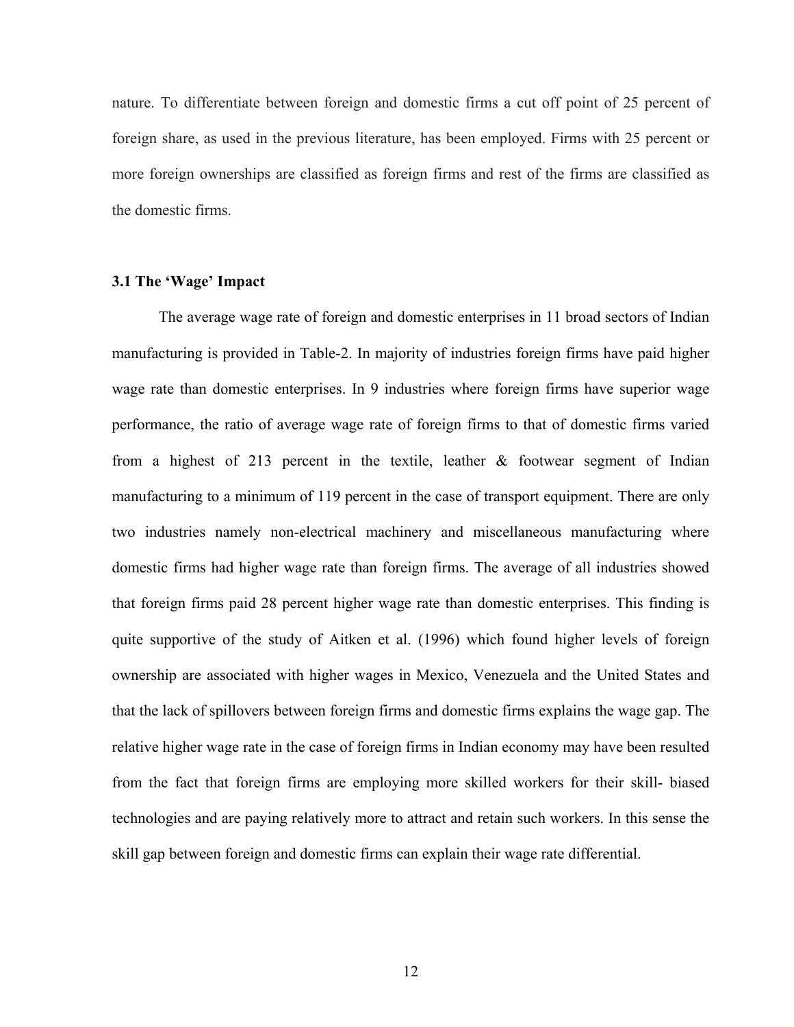nature. To differentiate between foreign and domestic firms a cut off point of 25 percent of foreign share, as used in the previous literature, has been employed. Firms with 25 percent or more foreign ownerships are classified as foreign firms and rest of the firms are classified as the domestic firms.

### 3.1 The 'Wage' Impact

The average wage rate of foreign and domestic enterprises in 11 broad sectors of Indian manufacturing is provided in Table-2. In majority of industries foreign firms have paid higher wage rate than domestic enterprises. In 9 industries where foreign firms have superior wage performance, the ratio of average wage rate of foreign firms to that of domestic firms varied from a highest of 213 percent in the textile, leather & footwear segment of Indian manufacturing to a minimum of 119 percent in the case of transport equipment. There are only two industries namely non-electrical machinery and miscellaneous manufacturing where domestic firms had higher wage rate than foreign firms. The average of all industries showed that foreign firms paid 28 percent higher wage rate than domestic enterprises. This finding is quite supportive of the study of Aitken et al. (1996) which found higher levels of foreign ownership are associated with higher wages in Mexico, Venezuela and the United States and that the lack of spillovers between foreign firms and domestic firms explains the wage gap. The relative higher wage rate in the case of foreign firms in Indian economy may have been resulted from the fact that foreign firms are employing more skilled workers for their skill- biased technologies and are paying relatively more to attract and retain such workers. In this sense the skill gap between foreign and domestic firms can explain their wage rate differential.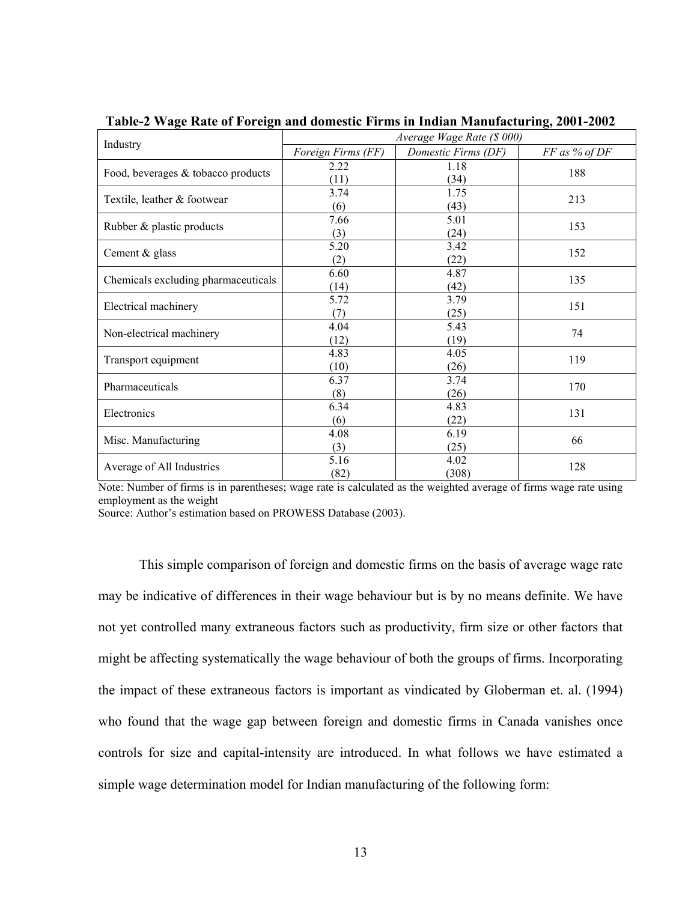**Table-2 Wage Rate of Foreign and domestic Firms in Indian Manufacturing, 2001-2002**

| Industry | *Average Wage Rate ($ 000)* | | |
|---|---|---|---|
| | *Foreign Firms (FF)* | *Domestic Firms (DF)* | *FF as % of DF* |
| Food, beverages & tobacco products | 2.22 (11) | 1.18 (34) | 188 |
| Textile, leather & footwear | 3.74 (6) | 1.75 (43) | 213 |
| Rubber & plastic products | 7.66 (3) | 5.01 (24) | 153 |
| Cement & glass | 5.20 (2) | 3.42 (22) | 152 |
| Chemicals excluding pharmaceuticals | 6.60 (14) | 4.87 (42) | 135 |
| Electrical machinery | 5.72 (7) | 3.79 (25) | 151 |
| Non-electrical machinery | 4.04 (12) | 5.43 (19) | 74 |
| Transport equipment | 4.83 (10) | 4.05 (26) | 119 |
| Pharmaceuticals | 6.37 (8) | 3.74 (26) | 170 |
| Electronics | 6.34 (6) | 4.83 (22) | 131 |
| Misc. Manufacturing | 4.08 (3) | 6.19 (25) | 66 |
| Average of All Industries | 5.16 (82) | 4.02 (308) | 128 |

Note: Number of firms is in parentheses; wage rate is calculated as the weighted average of firms wage rate using employment as the weight

Source: Author's estimation based on PROWESS Database (2003).

This simple comparison of foreign and domestic firms on the basis of average wage rate may be indicative of differences in their wage behaviour but is by no means definite. We have not yet controlled many extraneous factors such as productivity, firm size or other factors that might be affecting systematically the wage behaviour of both the groups of firms. Incorporating the impact of these extraneous factors is important as vindicated by Globerman et. al. (1994) who found that the wage gap between foreign and domestic firms in Canada vanishes once controls for size and capital-intensity are introduced. In what follows we have estimated a simple wage determination model for Indian manufacturing of the following form: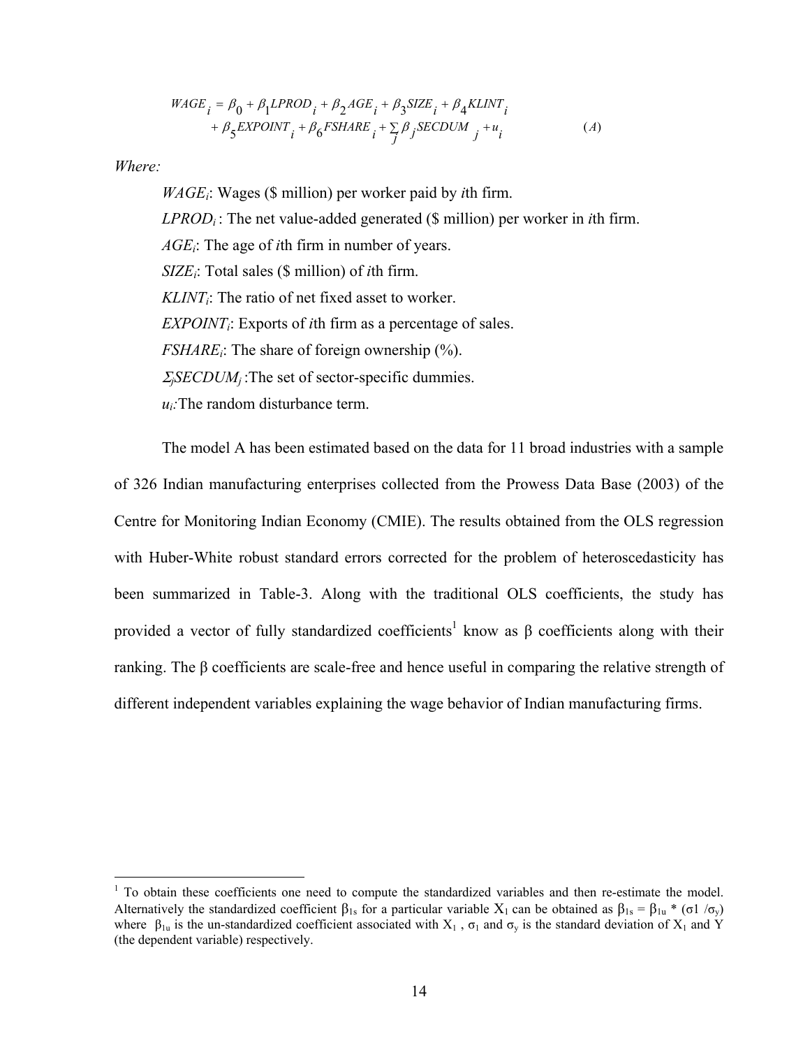$$
\begin{aligned}
WAGE_i = \beta_0 + \beta_1 LPROD_i + \beta_2 AGE_i + \beta_3 SIZE_i + \beta_4 KLINT_i \\
+ \beta_5 EXPOINT_i + \beta_6 FSHARE_i + \sum_j \beta_j SECDUM_j + u_i \qquad (A)
\end{aligned}
$$

*Where:*

$WAGE_i$: Wages (\$ million) per worker paid by *i*th firm.

$LPROD_i$ : The net value-added generated (\$ million) per worker in *i*th firm.

$AGE_i$: The age of *i*th firm in number of years.

$SIZE_i$: Total sales (\$ million) of *i*th firm.

$KLINT_i$: The ratio of net fixed asset to worker.

$EXPOINT_i$: Exports of *i*th firm as a percentage of sales.

$FSHARE_i$: The share of foreign ownership (%).

$\Sigma_j SECDUM_j$ :The set of sector-specific dummies.

$u_i$:The random disturbance term.

The model A has been estimated based on the data for 11 broad industries with a sample of 326 Indian manufacturing enterprises collected from the Prowess Data Base (2003) of the Centre for Monitoring Indian Economy (CMIE). The results obtained from the OLS regression with Huber-White robust standard errors corrected for the problem of heteroscedasticity has been summarized in Table-3. Along with the traditional OLS coefficients, the study has provided a vector of fully standardized coefficients[1] know as β coefficients along with their ranking. The β coefficients are scale-free and hence useful in comparing the relative strength of different independent variables explaining the wage behavior of Indian manufacturing firms.

---

[1] To obtain these coefficients one need to compute the standardized variables and then re-estimate the model. Alternatively the standardized coefficient $\beta_{1s}$ for a particular variable $X_1$ can be obtained as $\beta_{1s} = \beta_{1u} * (\sigma 1 /\sigma_y)$ where $\beta_{1u}$ is the un-standardized coefficient associated with $X_1$ , $\sigma_1$ and $\sigma_y$ is the standard deviation of $X_1$ and Y (the dependent variable) respectively.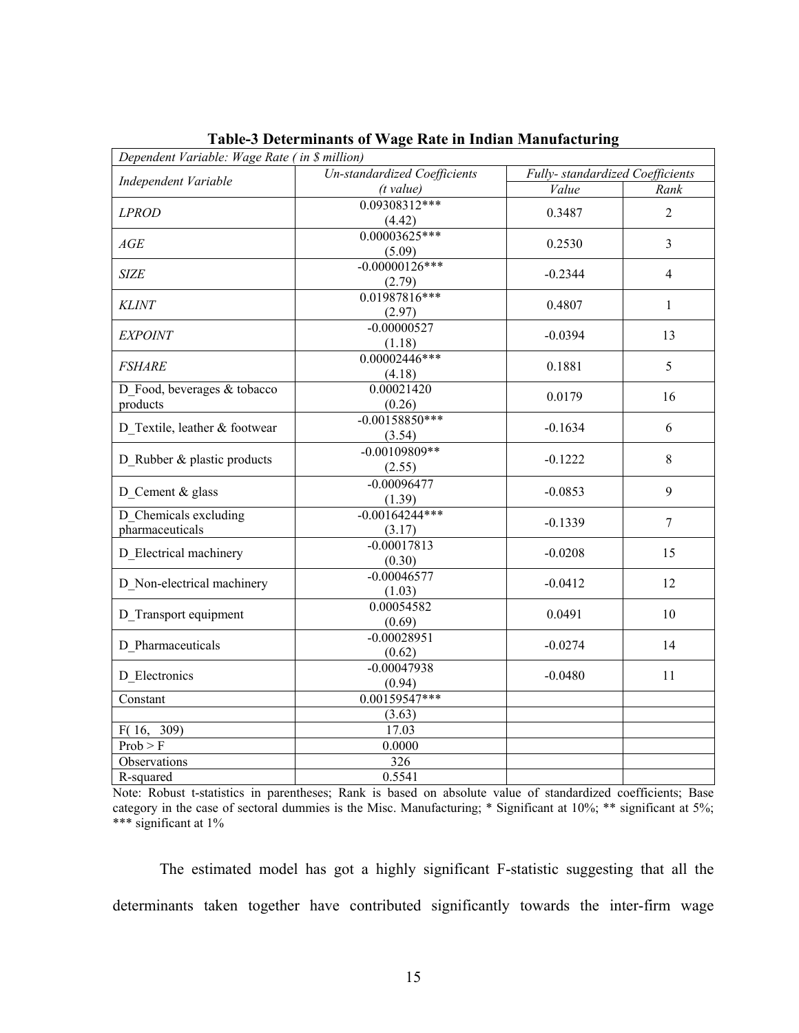**Table-3 Determinants of Wage Rate in Indian Manufacturing**

| *Dependent Variable: Wage Rate ( in $ million)* | | | |
|---|---|---|---|
| *Independent Variable* | *Un-standardized Coefficients (t value)* | *Fully- standardized Coefficients* | |
| | | *Value* | *Rank* |
| *LPROD* | 0.09308312*** (4.42) | 0.3487 | 2 |
| *AGE* | 0.00003625*** (5.09) | 0.2530 | 3 |
| *SIZE* | -0.00000126*** (2.79) | -0.2344 | 4 |
| *KLINT* | 0.01987816*** (2.97) | 0.4807 | 1 |
| *EXPOINT* | -0.00000527 (1.18) | -0.0394 | 13 |
| *FSHARE* | 0.00002446*** (4.18) | 0.1881 | 5 |
| D_Food, beverages & tobacco products | 0.00021420 (0.26) | 0.0179 | 16 |
| D_Textile, leather & footwear | -0.00158850*** (3.54) | -0.1634 | 6 |
| D_Rubber & plastic products | -0.00109809** (2.55) | -0.1222 | 8 |
| D_Cement & glass | -0.00096477 (1.39) | -0.0853 | 9 |
| D_Chemicals excluding pharmaceuticals | -0.00164244*** (3.17) | -0.1339 | 7 |
| D_Electrical machinery | -0.00017813 (0.30) | -0.0208 | 15 |
| D_Non-electrical machinery | -0.00046577 (1.03) | -0.0412 | 12 |
| D_Transport equipment | 0.00054582 (0.69) | 0.0491 | 10 |
| D_Pharmaceuticals | -0.00028951 (0.62) | -0.0274 | 14 |
| D_Electronics | -0.00047938 (0.94) | -0.0480 | 11 |
| Constant | 0.00159547*** | | |
| | (3.63) | | |
| F( 16, 309) | 17.03 | | |
| Prob > F | 0.0000 | | |
| Observations | 326 | | |
| R-squared | 0.5541 | | |

Note: Robust t-statistics in parentheses; Rank is based on absolute value of standardized coefficients; Base category in the case of sectoral dummies is the Misc. Manufacturing; * Significant at 10%; ** significant at 5%; *** significant at 1%

The estimated model has got a highly significant F-statistic suggesting that all the determinants taken together have contributed significantly towards the inter-firm wage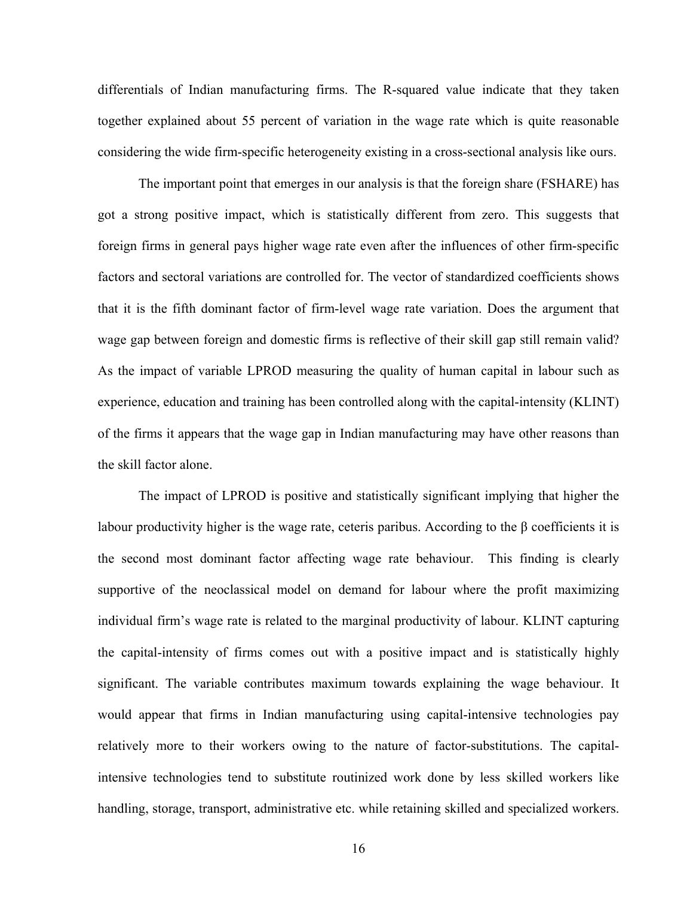differentials of Indian manufacturing firms. The R-squared value indicate that they taken together explained about 55 percent of variation in the wage rate which is quite reasonable considering the wide firm-specific heterogeneity existing in a cross-sectional analysis like ours.

The important point that emerges in our analysis is that the foreign share (FSHARE) has got a strong positive impact, which is statistically different from zero. This suggests that foreign firms in general pays higher wage rate even after the influences of other firm-specific factors and sectoral variations are controlled for. The vector of standardized coefficients shows that it is the fifth dominant factor of firm-level wage rate variation. Does the argument that wage gap between foreign and domestic firms is reflective of their skill gap still remain valid? As the impact of variable LPROD measuring the quality of human capital in labour such as experience, education and training has been controlled along with the capital-intensity (KLINT) of the firms it appears that the wage gap in Indian manufacturing may have other reasons than the skill factor alone.

The impact of LPROD is positive and statistically significant implying that higher the labour productivity higher is the wage rate, ceteris paribus. According to the $\beta$ coefficients it is the second most dominant factor affecting wage rate behaviour. This finding is clearly supportive of the neoclassical model on demand for labour where the profit maximizing individual firm's wage rate is related to the marginal productivity of labour. KLINT capturing the capital-intensity of firms comes out with a positive impact and is statistically highly significant. The variable contributes maximum towards explaining the wage behaviour. It would appear that firms in Indian manufacturing using capital-intensive technologies pay relatively more to their workers owing to the nature of factor-substitutions. The capital-intensive technologies tend to substitute routinized work done by less skilled workers like handling, storage, transport, administrative etc. while retaining skilled and specialized workers.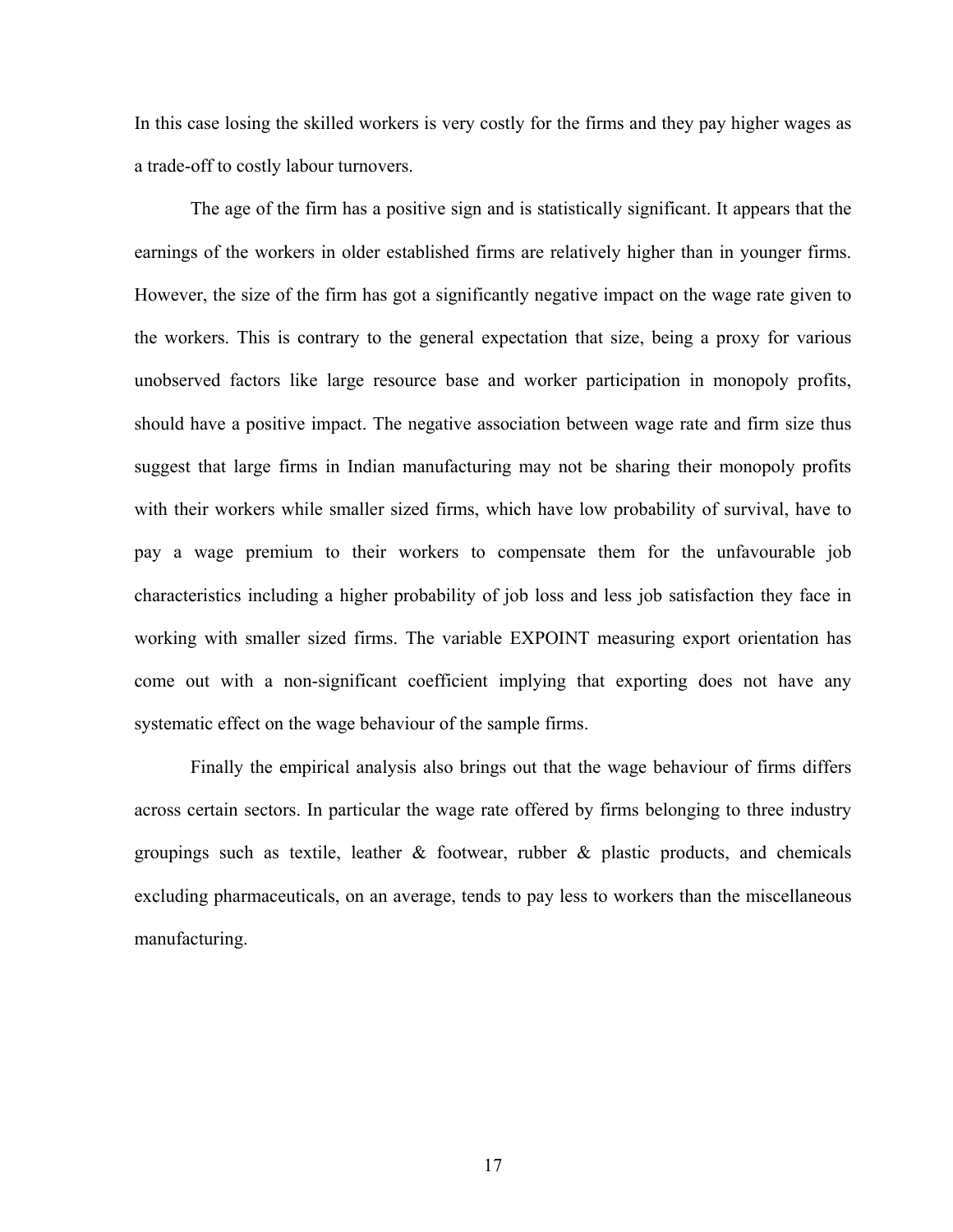In this case losing the skilled workers is very costly for the firms and they pay higher wages as a trade-off to costly labour turnovers.

The age of the firm has a positive sign and is statistically significant. It appears that the earnings of the workers in older established firms are relatively higher than in younger firms. However, the size of the firm has got a significantly negative impact on the wage rate given to the workers. This is contrary to the general expectation that size, being a proxy for various unobserved factors like large resource base and worker participation in monopoly profits, should have a positive impact. The negative association between wage rate and firm size thus suggest that large firms in Indian manufacturing may not be sharing their monopoly profits with their workers while smaller sized firms, which have low probability of survival, have to pay a wage premium to their workers to compensate them for the unfavourable job characteristics including a higher probability of job loss and less job satisfaction they face in working with smaller sized firms. The variable EXPOINT measuring export orientation has come out with a non-significant coefficient implying that exporting does not have any systematic effect on the wage behaviour of the sample firms.

Finally the empirical analysis also brings out that the wage behaviour of firms differs across certain sectors. In particular the wage rate offered by firms belonging to three industry groupings such as textile, leather & footwear, rubber & plastic products, and chemicals excluding pharmaceuticals, on an average, tends to pay less to workers than the miscellaneous manufacturing.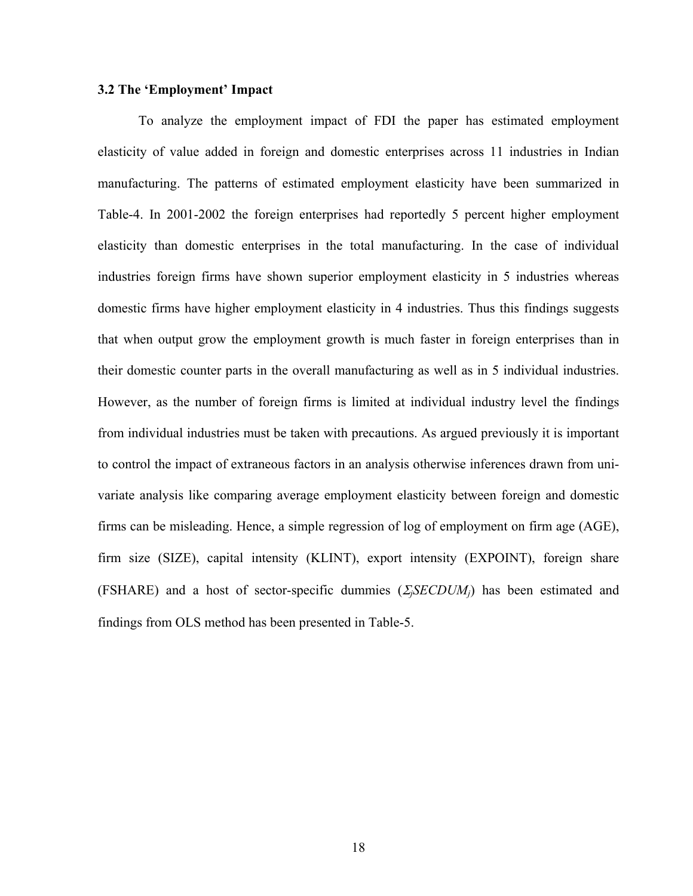### 3.2 The 'Employment' Impact

To analyze the employment impact of FDI the paper has estimated employment elasticity of value added in foreign and domestic enterprises across 11 industries in Indian manufacturing. The patterns of estimated employment elasticity have been summarized in Table-4. In 2001-2002 the foreign enterprises had reportedly 5 percent higher employment elasticity than domestic enterprises in the total manufacturing. In the case of individual industries foreign firms have shown superior employment elasticity in 5 industries whereas domestic firms have higher employment elasticity in 4 industries. Thus this findings suggests that when output grow the employment growth is much faster in foreign enterprises than in their domestic counter parts in the overall manufacturing as well as in 5 individual industries. However, as the number of foreign firms is limited at individual industry level the findings from individual industries must be taken with precautions. As argued previously it is important to control the impact of extraneous factors in an analysis otherwise inferences drawn from uni-variate analysis like comparing average employment elasticity between foreign and domestic firms can be misleading. Hence, a simple regression of log of employment on firm age (AGE), firm size (SIZE), capital intensity (KLINT), export intensity (EXPOINT), foreign share (FSHARE) and a host of sector-specific dummies ($\Sigma_j SECDUM_j$) has been estimated and findings from OLS method has been presented in Table-5.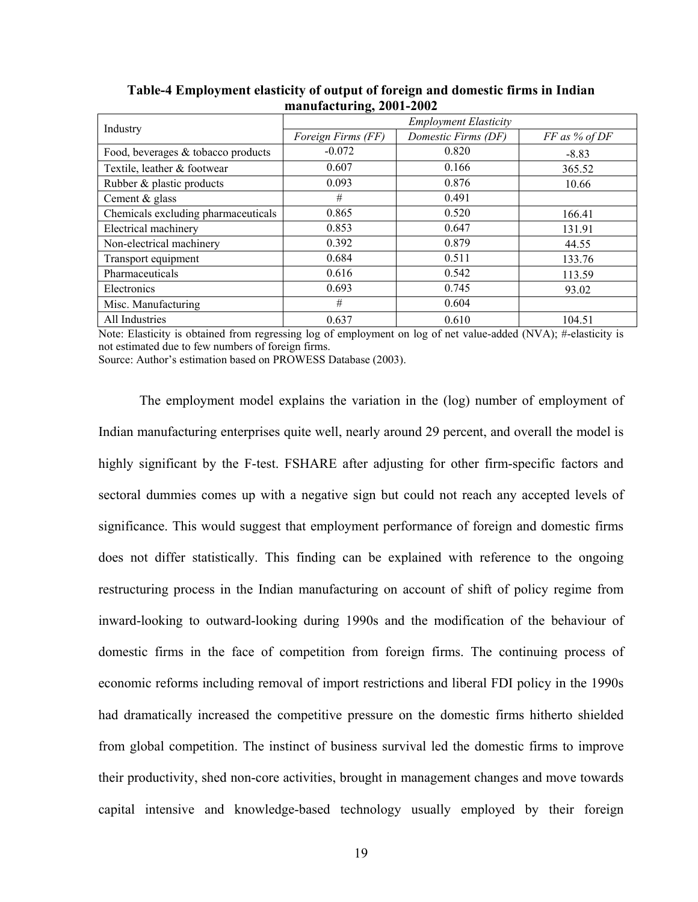**Table-4 Employment elasticity of output of foreign and domestic firms in Indian manufacturing, 2001-2002**

| Industry | *Employment Elasticity* | | |
|---|---|---|---|
| | *Foreign Firms (FF)* | *Domestic Firms (DF)* | *FF as % of DF* |
| Food, beverages & tobacco products | -0.072 | 0.820 | -8.83 |
| Textile, leather & footwear | 0.607 | 0.166 | 365.52 |
| Rubber & plastic products | 0.093 | 0.876 | 10.66 |
| Cement & glass | # | 0.491 | |
| Chemicals excluding pharmaceuticals | 0.865 | 0.520 | 166.41 |
| Electrical machinery | 0.853 | 0.647 | 131.91 |
| Non-electrical machinery | 0.392 | 0.879 | 44.55 |
| Transport equipment | 0.684 | 0.511 | 133.76 |
| Pharmaceuticals | 0.616 | 0.542 | 113.59 |
| Electronics | 0.693 | 0.745 | 93.02 |
| Misc. Manufacturing | # | 0.604 | |
| All Industries | 0.637 | 0.610 | 104.51 |

Note: Elasticity is obtained from regressing log of employment on log of net value-added (NVA); #-elasticity is not estimated due to few numbers of foreign firms.
Source: Author's estimation based on PROWESS Database (2003).

The employment model explains the variation in the (log) number of employment of Indian manufacturing enterprises quite well, nearly around 29 percent, and overall the model is highly significant by the F-test. FSHARE after adjusting for other firm-specific factors and sectoral dummies comes up with a negative sign but could not reach any accepted levels of significance. This would suggest that employment performance of foreign and domestic firms does not differ statistically. This finding can be explained with reference to the ongoing restructuring process in the Indian manufacturing on account of shift of policy regime from inward-looking to outward-looking during 1990s and the modification of the behaviour of domestic firms in the face of competition from foreign firms. The continuing process of economic reforms including removal of import restrictions and liberal FDI policy in the 1990s had dramatically increased the competitive pressure on the domestic firms hitherto shielded from global competition. The instinct of business survival led the domestic firms to improve their productivity, shed non-core activities, brought in management changes and move towards capital intensive and knowledge-based technology usually employed by their foreign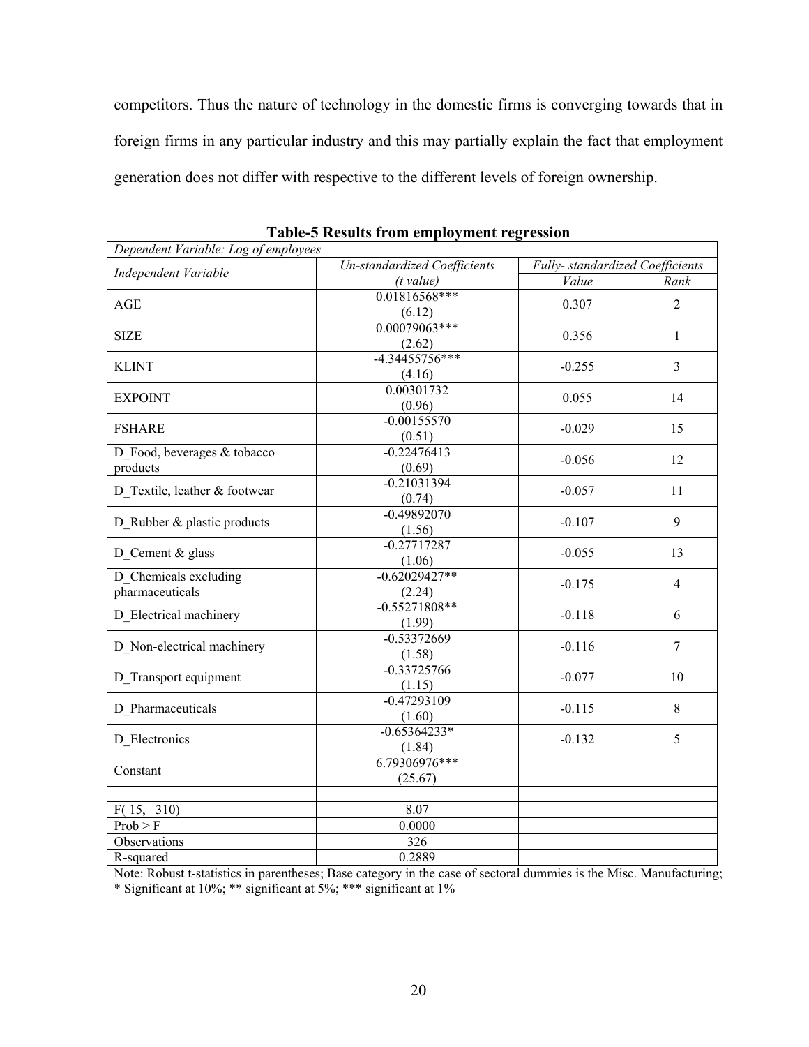competitors. Thus the nature of technology in the domestic firms is converging towards that in foreign firms in any particular industry and this may partially explain the fact that employment generation does not differ with respective to the different levels of foreign ownership.

**Table-5 Results from employment regression**

| *Dependent Variable: Log of employees* | | | |
|---|---|---|---|
| *Independent Variable* | *Un-standardized Coefficients (t value)* | *Fully- standardized Coefficients* | |
| | | *Value* | *Rank* |
| AGE | 0.01816568*** (6.12) | 0.307 | 2 |
| SIZE | 0.00079063*** (2.62) | 0.356 | 1 |
| KLINT | -4.34455756*** (4.16) | -0.255 | 3 |
| EXPOINT | 0.00301732 (0.96) | 0.055 | 14 |
| FSHARE | -0.00155570 (0.51) | -0.029 | 15 |
| D_Food, beverages & tobacco products | -0.22476413 (0.69) | -0.056 | 12 |
| D_Textile, leather & footwear | -0.21031394 (0.74) | -0.057 | 11 |
| D_Rubber & plastic products | -0.49892070 (1.56) | -0.107 | 9 |
| D_Cement & glass | -0.27717287 (1.06) | -0.055 | 13 |
| D_Chemicals excluding pharmaceuticals | -0.62029427** (2.24) | -0.175 | 4 |
| D_Electrical machinery | -0.55271808** (1.99) | -0.118 | 6 |
| D_Non-electrical machinery | -0.53372669 (1.58) | -0.116 | 7 |
| D_Transport equipment | -0.33725766 (1.15) | -0.077 | 10 |
| D_Pharmaceuticals | -0.47293109 (1.60) | -0.115 | 8 |
| D_Electronics | -0.65364233* (1.84) | -0.132 | 5 |
| Constant | 6.79306976*** (25.67) | | |
| | | | |
| F( 15, 310) | 8.07 | | |
| Prob > F | 0.0000 | | |
| Observations | 326 | | |
| R-squared | 0.2889 | | |

Note: Robust t-statistics in parentheses; Base category in the case of sectoral dummies is the Misc. Manufacturing; * Significant at 10%; ** significant at 5%; *** significant at 1%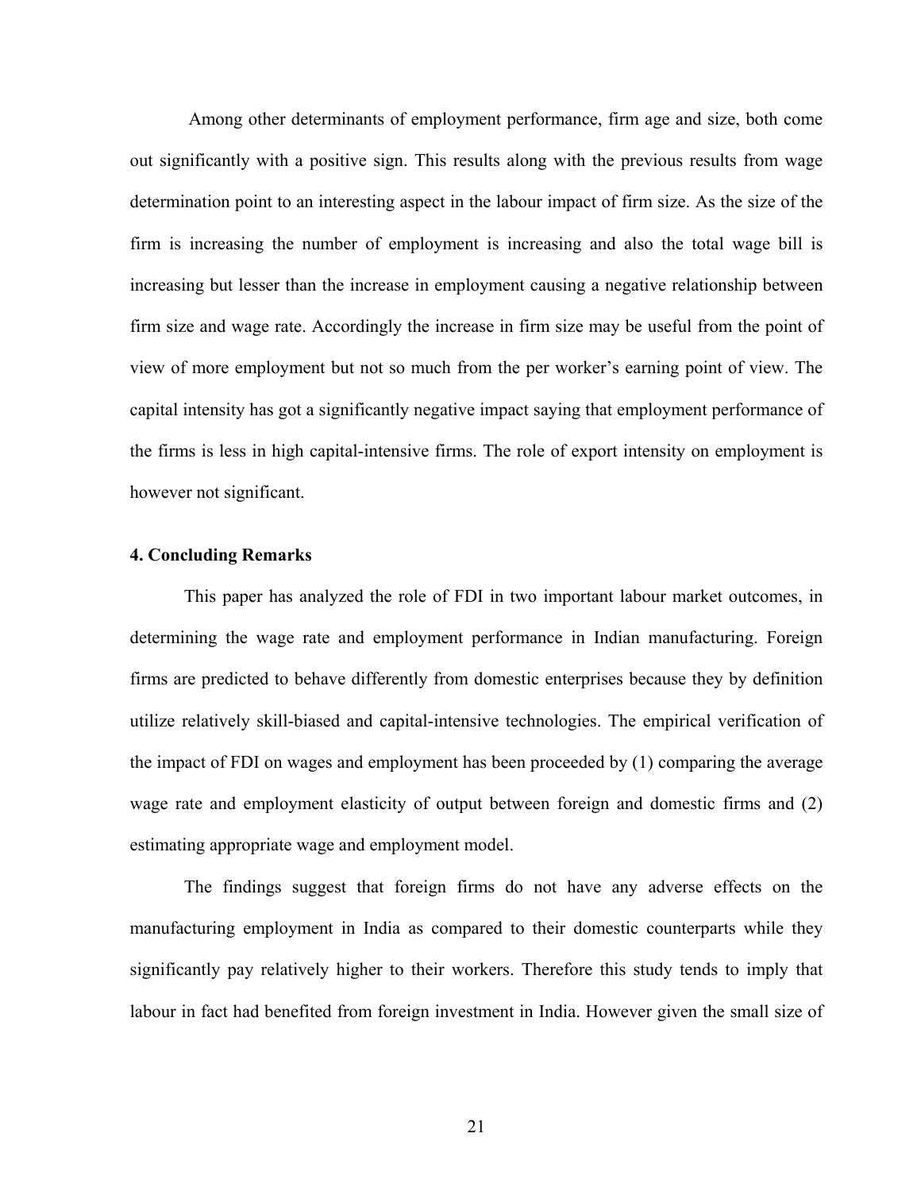Among other determinants of employment performance, firm age and size, both come out significantly with a positive sign. This results along with the previous results from wage determination point to an interesting aspect in the labour impact of firm size. As the size of the firm is increasing the number of employment is increasing and also the total wage bill is increasing but lesser than the increase in employment causing a negative relationship between firm size and wage rate. Accordingly the increase in firm size may be useful from the point of view of more employment but not so much from the per worker's earning point of view. The capital intensity has got a significantly negative impact saying that employment performance of the firms is less in high capital-intensive firms. The role of export intensity on employment is however not significant.

## 4. Concluding Remarks

This paper has analyzed the role of FDI in two important labour market outcomes, in determining the wage rate and employment performance in Indian manufacturing. Foreign firms are predicted to behave differently from domestic enterprises because they by definition utilize relatively skill-biased and capital-intensive technologies. The empirical verification of the impact of FDI on wages and employment has been proceeded by (1) comparing the average wage rate and employment elasticity of output between foreign and domestic firms and (2) estimating appropriate wage and employment model.

The findings suggest that foreign firms do not have any adverse effects on the manufacturing employment in India as compared to their domestic counterparts while they significantly pay relatively higher to their workers. Therefore this study tends to imply that labour in fact had benefited from foreign investment in India. However given the small size of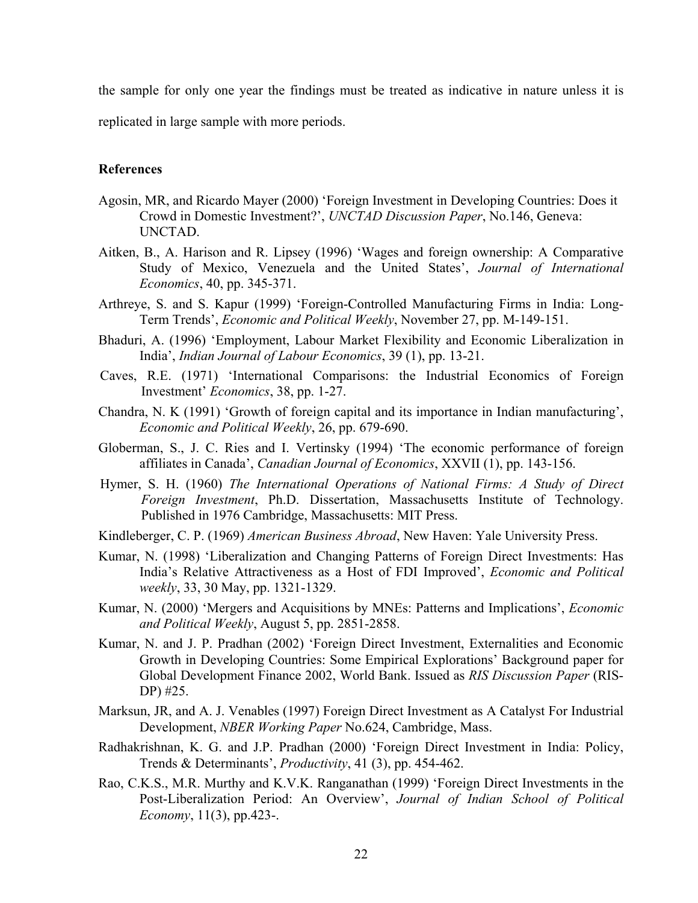the sample for only one year the findings must be treated as indicative in nature unless it is replicated in large sample with more periods.

**References**

Agosin, MR, and Ricardo Mayer (2000) 'Foreign Investment in Developing Countries: Does it Crowd in Domestic Investment?', *UNCTAD Discussion Paper*, No.146, Geneva: UNCTAD.

Aitken, B., A. Harison and R. Lipsey (1996) 'Wages and foreign ownership: A Comparative Study of Mexico, Venezuela and the United States', *Journal of International Economics*, 40, pp. 345-371.

Arthreye, S. and S. Kapur (1999) 'Foreign-Controlled Manufacturing Firms in India: Long-Term Trends', *Economic and Political Weekly*, November 27, pp. M-149-151.

Bhaduri, A. (1996) 'Employment, Labour Market Flexibility and Economic Liberalization in India', *Indian Journal of Labour Economics*, 39 (1), pp. 13-21.

Caves, R.E. (1971) 'International Comparisons: the Industrial Economics of Foreign Investment' *Economics*, 38, pp. 1-27.

Chandra, N. K (1991) 'Growth of foreign capital and its importance in Indian manufacturing', *Economic and Political Weekly*, 26, pp. 679-690.

Globerman, S., J. C. Ries and I. Vertinsky (1994) 'The economic performance of foreign affiliates in Canada', *Canadian Journal of Economics*, XXVII (1), pp. 143-156.

Hymer, S. H. (1960) *The International Operations of National Firms: A Study of Direct Foreign Investment*, Ph.D. Dissertation, Massachusetts Institute of Technology. Published in 1976 Cambridge, Massachusetts: MIT Press.

Kindleberger, C. P. (1969) *American Business Abroad*, New Haven: Yale University Press.

Kumar, N. (1998) 'Liberalization and Changing Patterns of Foreign Direct Investments: Has India's Relative Attractiveness as a Host of FDI Improved', *Economic and Political weekly*, 33, 30 May, pp. 1321-1329.

Kumar, N. (2000) 'Mergers and Acquisitions by MNEs: Patterns and Implications', *Economic and Political Weekly*, August 5, pp. 2851-2858.

Kumar, N. and J. P. Pradhan (2002) 'Foreign Direct Investment, Externalities and Economic Growth in Developing Countries: Some Empirical Explorations' Background paper for Global Development Finance 2002, World Bank. Issued as *RIS Discussion Paper* (RIS-DP) #25.

Marksun, JR, and A. J. Venables (1997) Foreign Direct Investment as A Catalyst For Industrial Development, *NBER Working Paper* No.624, Cambridge, Mass.

Radhakrishnan, K. G. and J.P. Pradhan (2000) 'Foreign Direct Investment in India: Policy, Trends & Determinants', *Productivity*, 41 (3), pp. 454-462.

Rao, C.K.S., M.R. Murthy and K.V.K. Ranganathan (1999) 'Foreign Direct Investments in the Post-Liberalization Period: An Overview', *Journal of Indian School of Political Economy*, 11(3), pp.423-.